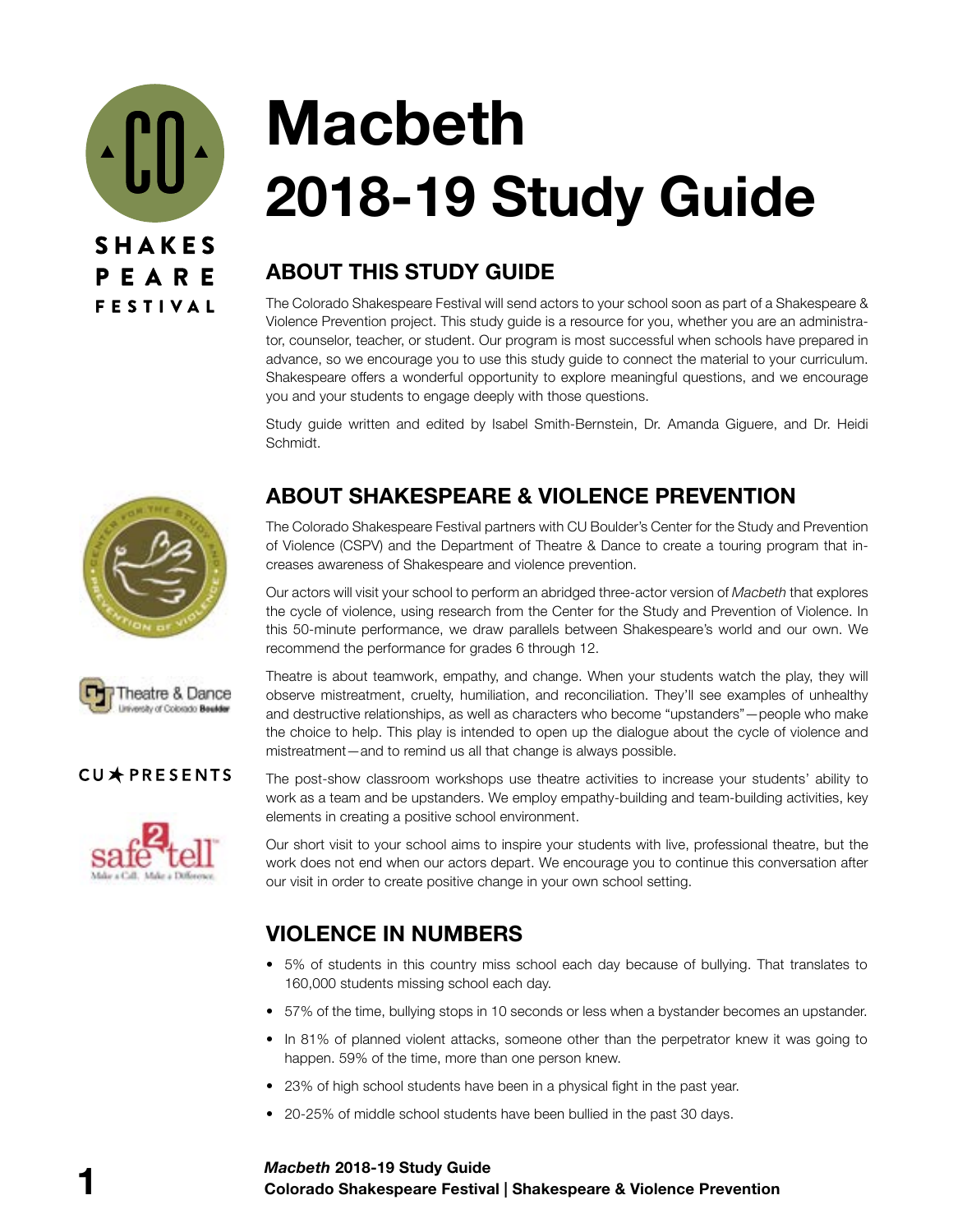# Macbeth 2018-19 Study Guide

## ABOUT THIS STUDY GUIDE

The Colorado Shakespeare Festival will send actors to your school soon as part of a Shakespeare & Violence Prevention project. This study guide is a resource for you, whether you are an administrator, counselor, teacher, or student. Our program is most successful when schools have prepared in advance, so we encourage you to use this study guide to connect the material to your curriculum. Shakespeare offers a wonderful opportunity to explore meaningful questions, and we encourage you and your students to engage deeply with those questions.

Study guide written and edited by Isabel Smith-Bernstein, Dr. Amanda Giguere, and Dr. Heidi Schmidt.

## ABOUT SHAKESPEARE & VIOLENCE PREVENTION

The Colorado Shakespeare Festival partners with CU Boulder's Center for the Study and Prevention of Violence (CSPV) and the Department of Theatre & Dance to create a touring program that increases awareness of Shakespeare and violence prevention.

Our actors will visit your school to perform an abridged three-actor version of *Macbeth* that explores the cycle of violence, using research from the Center for the Study and Prevention of Violence. In this 50-minute performance, we draw parallels between Shakespeare's world and our own. We recommend the performance for grades 6 through 12.

Theatre is about teamwork, empathy, and change. When your students watch the play, they will observe mistreatment, cruelty, humiliation, and reconciliation. They'll see examples of unhealthy and destructive relationships, as well as characters who become "upstanders"—people who make the choice to help. This play is intended to open up the dialogue about the cycle of violence and mistreatment—and to remind us all that change is always possible.

The post-show classroom workshops use theatre activities to increase your students' ability to work as a team and be upstanders. We employ empathy-building and team-building activities, key elements in creating a positive school environment.

Our short visit to your school aims to inspire your students with live, professional theatre, but the work does not end when our actors depart. We encourage you to continue this conversation after our visit in order to create positive change in your own school setting.

## VIOLENCE IN NUMBERS

- 5% of students in this country miss school each day because of bullying. That translates to 160,000 students missing school each day.
- 57% of the time, bullying stops in 10 seconds or less when a bystander becomes an upstander.
- In 81% of planned violent attacks, someone other than the perpetrator knew it was going to happen. 59% of the time, more than one person knew.
- 23% of high school students have been in a physical fight in the past year.
- 20-25% of middle school students have been bullied in the past 30 days.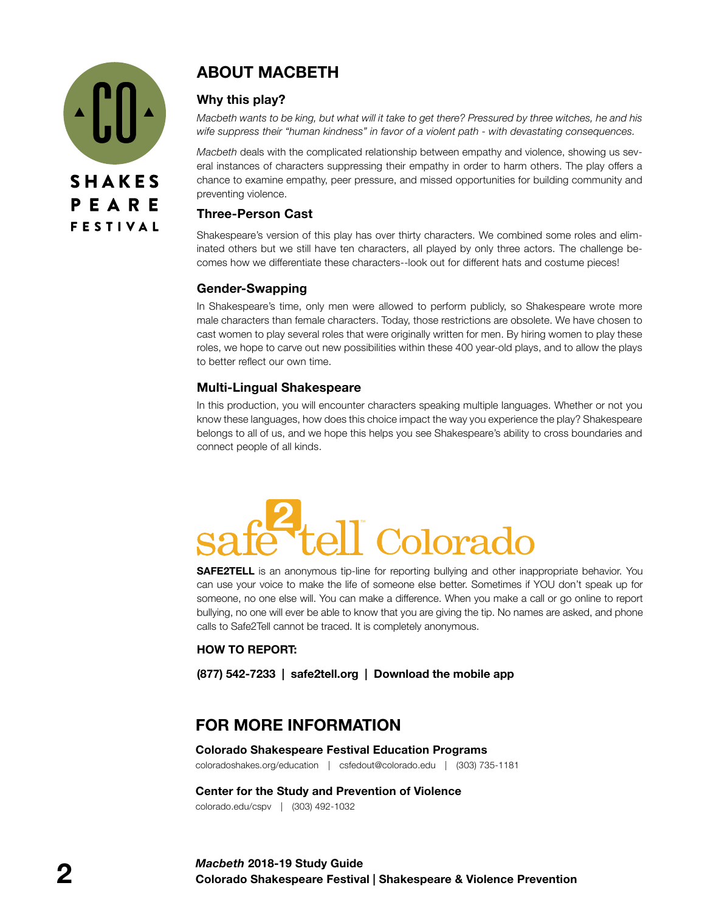## ABOUT MACBETH

### Why this play?

*Macbeth wants to be king, but what will it take to get there? Pressured by three witches, he and his wife suppress their "human kindness" in favor of a violent path - with devastating consequences.*

*Macbeth* deals with the complicated relationship between empathy and violence, showing us several instances of characters suppressing their empathy in order to harm others. The play offers a chance to examine empathy, peer pressure, and missed opportunities for building community and preventing violence.

### Three-Person Cast

Shakespeare's version of this play has over thirty characters. We combined some roles and eliminated others but we still have ten characters, all played by only three actors. The challenge becomes how we differentiate these characters--look out for different hats and costume pieces!

### Gender-Swapping

In Shakespeare's time, only men were allowed to perform publicly, so Shakespeare wrote more male characters than female characters. Today, those restrictions are obsolete. We have chosen to cast women to play several roles that were originally written for men. By hiring women to play these roles, we hope to carve out new possibilities within these 400 year-old plays, and to allow the plays to better reflect our own time.

### Multi-Lingual Shakespeare

In this production, you will encounter characters speaking multiple languages. Whether or not you know these languages, how does this choice impact the way you experience the play? Shakespeare belongs to all of us, and we hope this helps you see Shakespeare's ability to cross boundaries and connect people of all kinds.

## safe2tell Colorado

**SAFE2TELL** is an anonymous tip-line for reporting bullying and other inappropriate behavior. You can use your voice to make the life of someone else better. Sometimes if YOU don't speak up for someone, no one else will. You can make a difference. When you make a call or go online to report bullying, no one will ever be able to know that you are giving the tip. No names are asked, and phone calls to Safe2Tell cannot be traced. It is completely anonymous.

**HOW TO REPORT:**

**(877) 542-7233 | safe2tell.org | Download the mobile app**

## FOR MORE INFORMATION

**Colorado Shakespeare Festival Education Programs**

coloradoshakes.org/education | csfedout@colorado.edu | (303) 735-1181

**Center for the Study and Prevention of Violence**

colorado.edu/cspv | (303) 492-1032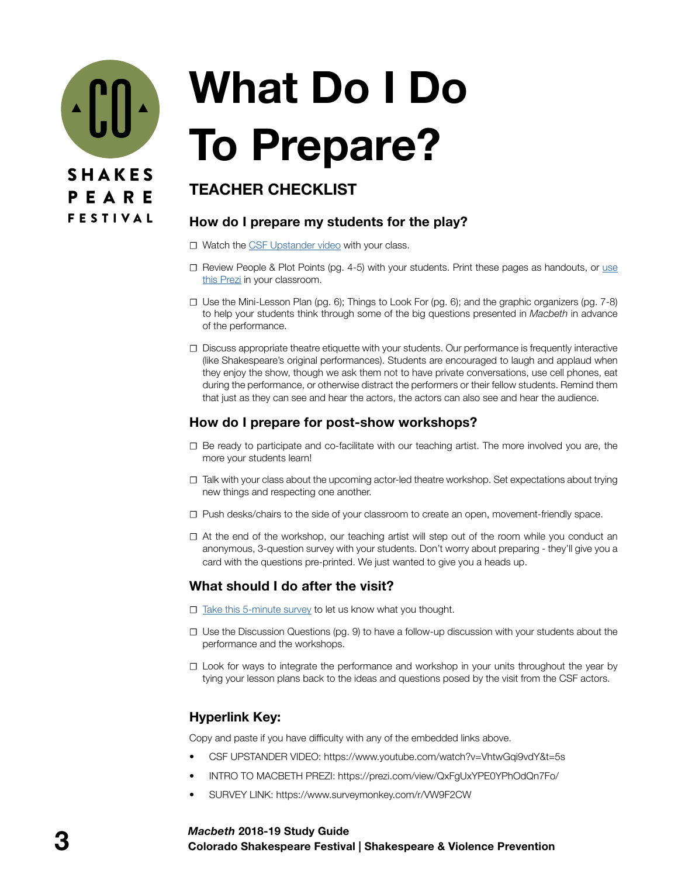# What Do I Do To Prepare?

## TEACHER CHECKLIST

### How do I prepare my students for the play?

- ☐ Watch the CSF Upstander video with your class.
- ☐ Review People & Plot Points (pg. 4-5) with your students. Print these pages as handouts, or use this Prezi in your classroom.
- ☐ Use the Mini-Lesson Plan (pg. 6); Things to Look For (pg. 6); and the graphic organizers (pg. 7-8) to help your students think through some of the big questions presented in *Macbeth* in advance of the performance.
- ☐ Discuss appropriate theatre etiquette with your students. Our performance is frequently interactive (like Shakespeare's original performances). Students are encouraged to laugh and applaud when they enjoy the show, though we ask them not to have private conversations, use cell phones, eat during the performance, or otherwise distract the performers or their fellow students. Remind them that just as they can see and hear the actors, the actors can also see and hear the audience.

### How do I prepare for post-show workshops?

- ☐ Be ready to participate and co-facilitate with our teaching artist. The more involved you are, the more your students learn!
- ☐ Talk with your class about the upcoming actor-led theatre workshop. Set expectations about trying new things and respecting one another.
- ☐ Push desks/chairs to the side of your classroom to create an open, movement-friendly space.
- ☐ At the end of the workshop, our teaching artist will step out of the room while you conduct an anonymous, 3-question survey with your students. Don't worry about preparing - they'll give you a card with the questions pre-printed. We just wanted to give you a heads up.

### What should I do after the visit?

- ☐ Take this 5-minute survey to let us know what you thought.
- ☐ Use the Discussion Questions (pg. 9) to have a follow-up discussion with your students about the performance and the workshops.
- ☐ Look for ways to integrate the performance and workshop in your units throughout the year by tying your lesson plans back to the ideas and questions posed by the visit from the CSF actors.

### Hyperlink Key:

Copy and paste if you have difficulty with any of the embedded links above.

- CSF UPSTANDER VIDEO: https://www.youtube.com/watch?v=VhtwGqi9vdY&t=5s
- INTRO TO MACBETH PREZI: https://prezi.com/view/QxFgUxYPE0YPhOdQn7Fo/
- SURVEY LINK: https://www.surveymonkey.com/r/VW9F2CW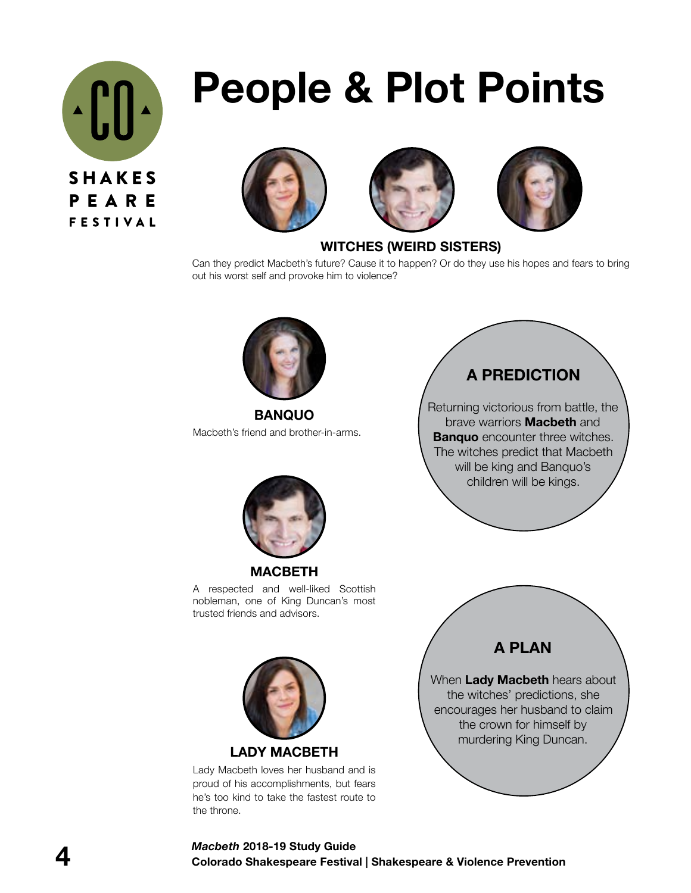# People & Plot Points

### WITCHES (WEIRD SISTERS)

Can they predict Macbeth's future? Cause it to happen? Or do they use his hopes and fears to bring out his worst self and provoke him to violence?

### BANQUO

Macbeth's friend and brother-in-arms.

### A PREDICTION

Returning victorious from battle, the brave warriors **Macbeth** and **Banquo** encounter three witches. The witches predict that Macbeth will be king and Banquo's children will be kings.

### MACBETH

A respected and well-liked Scottish nobleman, one of King Duncan's most trusted friends and advisors.

### A PLAN

When **Lady Macbeth** hears about the witches' predictions, she encourages her husband to claim the crown for himself by murdering King Duncan.

### LADY MACBETH

Lady Macbeth loves her husband and is proud of his accomplishments, but fears he's too kind to take the fastest route to the throne.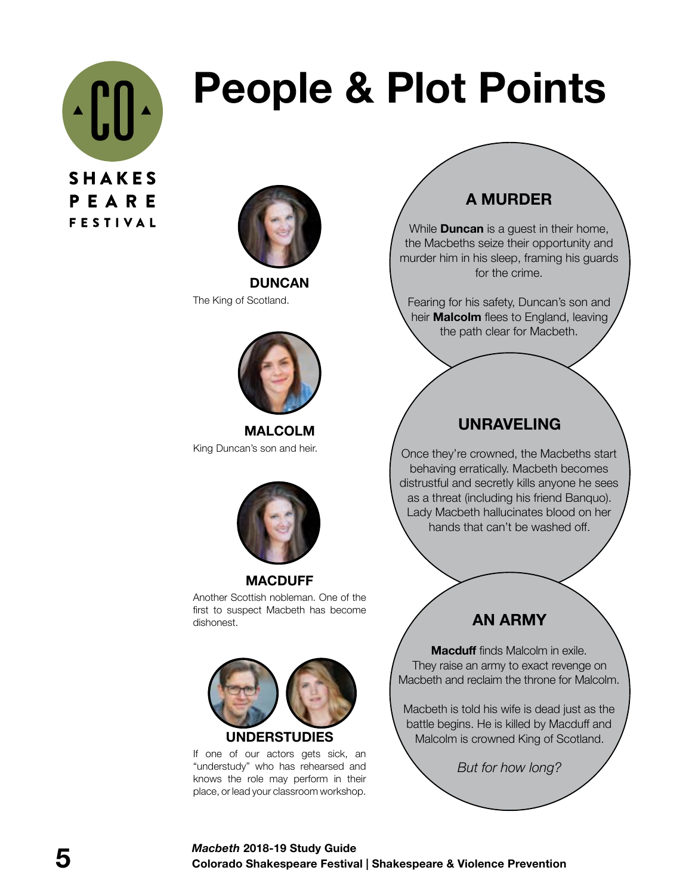# People & Plot Points

**DUNCAN**

The King of Scotland.

**MALCOLM**

King Duncan's son and heir.

**MACDUFF**

Another Scottish nobleman. One of the first to suspect Macbeth has become dishonest.

**UNDERSTUDIES**

If one of our actors gets sick, an "understudy" who has rehearsed and knows the role may perform in their place, or lead your classroom workshop.

## A MURDER

While **Duncan** is a guest in their home, the Macbeths seize their opportunity and murder him in his sleep, framing his guards for the crime.

Fearing for his safety, Duncan's son and heir **Malcolm** flees to England, leaving the path clear for Macbeth.

## UNRAVELING

Once they're crowned, the Macbeths start behaving erratically. Macbeth becomes distrustful and secretly kills anyone he sees as a threat (including his friend Banquo). Lady Macbeth hallucinates blood on her hands that can't be washed off.

## AN ARMY

**Macduff** finds Malcolm in exile. They raise an army to exact revenge on Macbeth and reclaim the throne for Malcolm.

Macbeth is told his wife is dead just as the battle begins. He is killed by Macduff and Malcolm is crowned King of Scotland.

*But for how long?*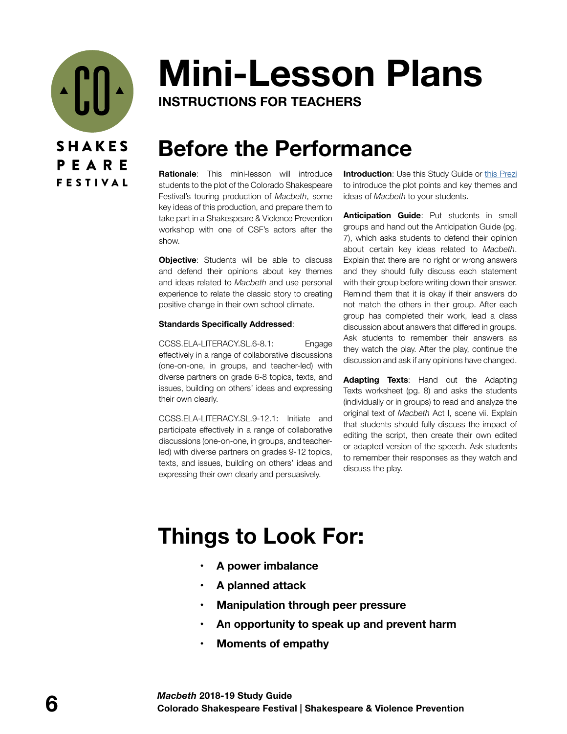# Mini-Lesson Plans

**INSTRUCTIONS FOR TEACHERS**

## Before the Performance

**Rationale**: This mini-lesson will introduce students to the plot of the Colorado Shakespeare Festival's touring production of *Macbeth*, some key ideas of this production, and prepare them to take part in a Shakespeare & Violence Prevention workshop with one of CSF's actors after the show.

**Objective**: Students will be able to discuss and defend their opinions about key themes and ideas related to *Macbeth* and use personal experience to relate the classic story to creating positive change in their own school climate.

**Standards Specifically Addressed**:

CCSS.ELA-LITERACY.SL.6-8.1: Engage effectively in a range of collaborative discussions (one-on-one, in groups, and teacher-led) with diverse partners on grade 6-8 topics, texts, and issues, building on others' ideas and expressing their own clearly.

CCSS.ELA-LITERACY.SL.9-12.1: Initiate and participate effectively in a range of collaborative discussions (one-on-one, in groups, and teacher-led) with diverse partners on grades 9-12 topics, texts, and issues, building on others' ideas and expressing their own clearly and persuasively.

**Introduction**: Use this Study Guide or [this Prezi] to introduce the plot points and key themes and ideas of *Macbeth* to your students.

**Anticipation Guide**: Put students in small groups and hand out the Anticipation Guide (pg. 7), which asks students to defend their opinion about certain key ideas related to *Macbeth*. Explain that there are no right or wrong answers and they should fully discuss each statement with their group before writing down their answer. Remind them that it is okay if their answers do not match the others in their group. After each group has completed their work, lead a class discussion about answers that differed in groups. Ask students to remember their answers as they watch the play. After the play, continue the discussion and ask if any opinions have changed.

**Adapting Texts**: Hand out the Adapting Texts worksheet (pg. 8) and asks the students (individually or in groups) to read and analyze the original text of *Macbeth* Act I, scene vii. Explain that students should fully discuss the impact of editing the script, then create their own edited or adapted version of the speech. Ask students to remember their responses as they watch and discuss the play.

## Things to Look For:

- **A power imbalance**
- **A planned attack**
- **Manipulation through peer pressure**
- **An opportunity to speak up and prevent harm**
- **Moments of empathy**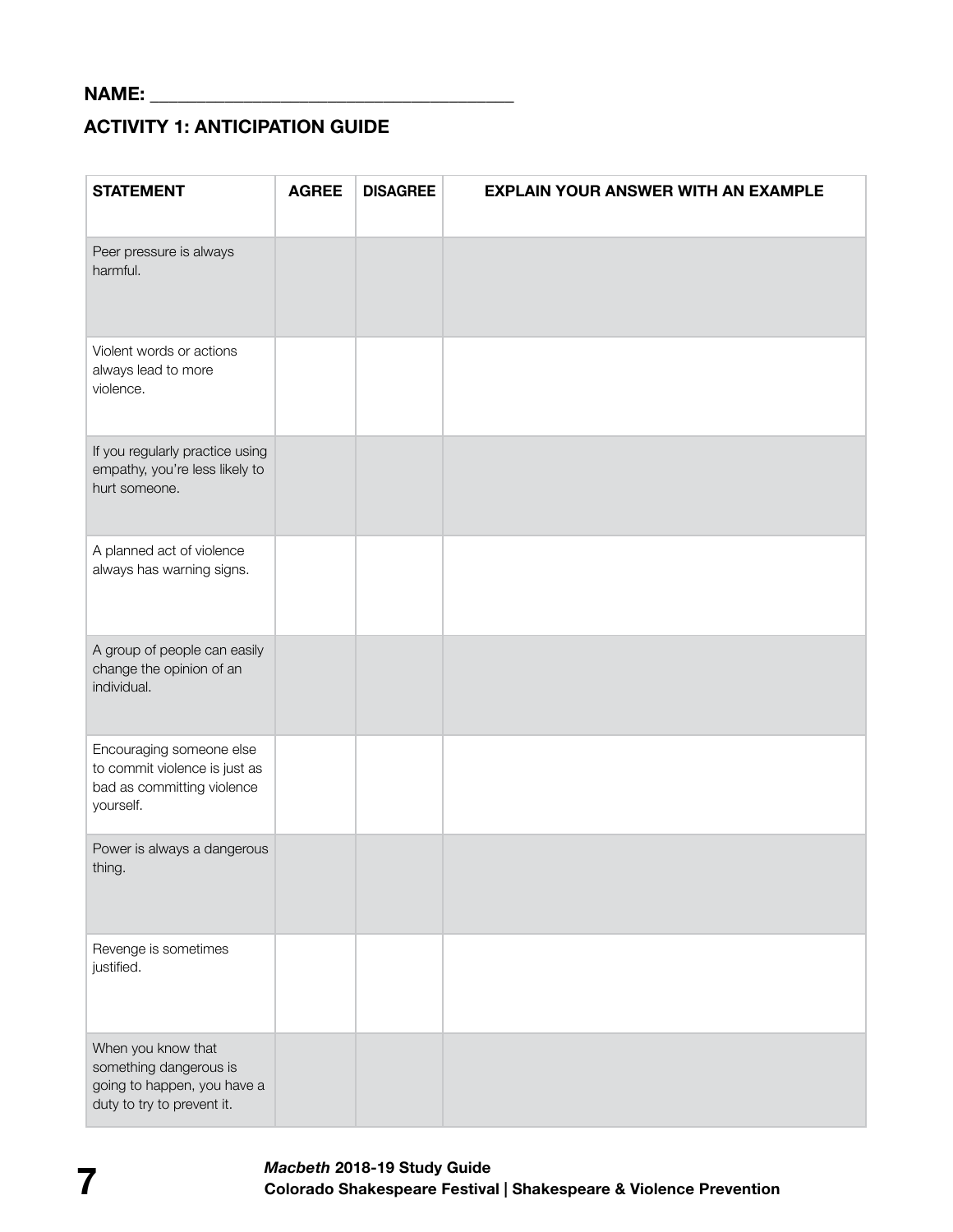NAME: ______________________________________

## ACTIVITY 1: ANTICIPATION GUIDE

| STATEMENT | AGREE | DISAGREE | EXPLAIN YOUR ANSWER WITH AN EXAMPLE |
|---|---|---|---|
| Peer pressure is always harmful. | | | |
| Violent words or actions always lead to more violence. | | | |
| If you regularly practice using empathy, you're less likely to hurt someone. | | | |
| A planned act of violence always has warning signs. | | | |
| A group of people can easily change the opinion of an individual. | | | |
| Encouraging someone else to commit violence is just as bad as committing violence yourself. | | | |
| Power is always a dangerous thing. | | | |
| Revenge is sometimes justified. | | | |
| When you know that something dangerous is going to happen, you have a duty to try to prevent it. | | | |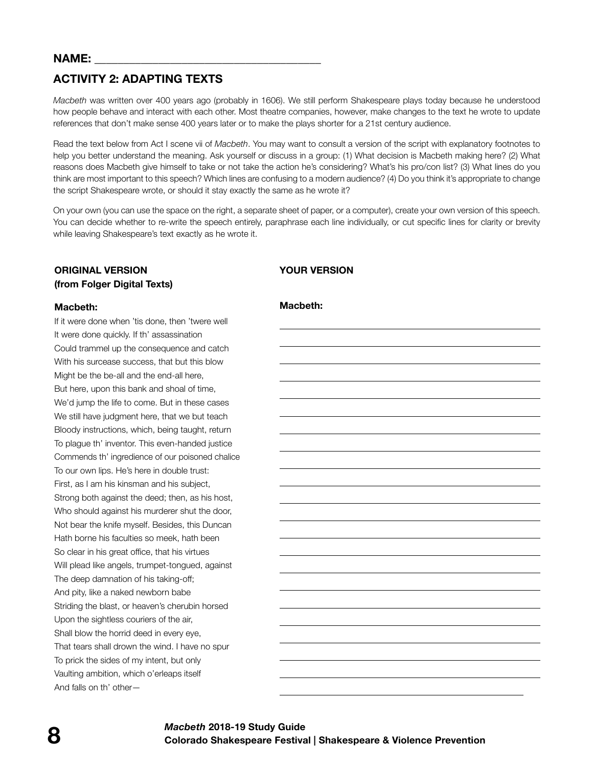**NAME:** ______________________________________

## ACTIVITY 2: ADAPTING TEXTS

*Macbeth* was written over 400 years ago (probably in 1606). We still perform Shakespeare plays today because he understood how people behave and interact with each other. Most theatre companies, however, make changes to the text he wrote to update references that don't make sense 400 years later or to make the plays shorter for a 21st century audience.

Read the text below from Act I scene vii of *Macbeth*. You may want to consult a version of the script with explanatory footnotes to help you better understand the meaning. Ask yourself or discuss in a group: (1) What decision is Macbeth making here? (2) What reasons does Macbeth give himself to take or not take the action he's considering? What's his pro/con list? (3) What lines do you think are most important to this speech? Which lines are confusing to a modern audience? (4) Do you think it's appropriate to change the script Shakespeare wrote, or should it stay exactly the same as he wrote it?

On your own (you can use the space on the right, a separate sheet of paper, or a computer), create your own version of this speech. You can decide whether to re-write the speech entirely, paraphrase each line individually, or cut specific lines for clarity or brevity while leaving Shakespeare's text exactly as he wrote it.

**ORIGINAL VERSION (from Folger Digital Texts)**

**Macbeth:**

If it were done when 'tis done, then 'twere well
It were done quickly. If th' assassination
Could trammel up the consequence and catch
With his surcease success, that but this blow
Might be the be-all and the end-all here,
But here, upon this bank and shoal of time,
We'd jump the life to come. But in these cases
We still have judgment here, that we but teach
Bloody instructions, which, being taught, return
To plague th' inventor. This even-handed justice
Commends th' ingredience of our poisoned chalice
To our own lips. He's here in double trust:
First, as I am his kinsman and his subject,
Strong both against the deed; then, as his host,
Who should against his murderer shut the door,
Not bear the knife myself. Besides, this Duncan
Hath borne his faculties so meek, hath been
So clear in his great office, that his virtues
Will plead like angels, trumpet-tongued, against
The deep damnation of his taking-off;
And pity, like a naked newborn babe
Striding the blast, or heaven's cherubin horsed
Upon the sightless couriers of the air,
Shall blow the horrid deed in every eye,
That tears shall drown the wind. I have no spur
To prick the sides of my intent, but only
Vaulting ambition, which o'erleaps itself
And falls on th' other—

**YOUR VERSION**

**Macbeth:**

______________________________________________

______________________________________________

______________________________________________

______________________________________________

______________________________________________

______________________________________________

______________________________________________

______________________________________________

______________________________________________

______________________________________________

______________________________________________

______________________________________________

______________________________________________

______________________________________________

______________________________________________

______________________________________________

______________________________________________

______________________________________________

______________________________________________

______________________________________________

______________________________________________

______________________________________________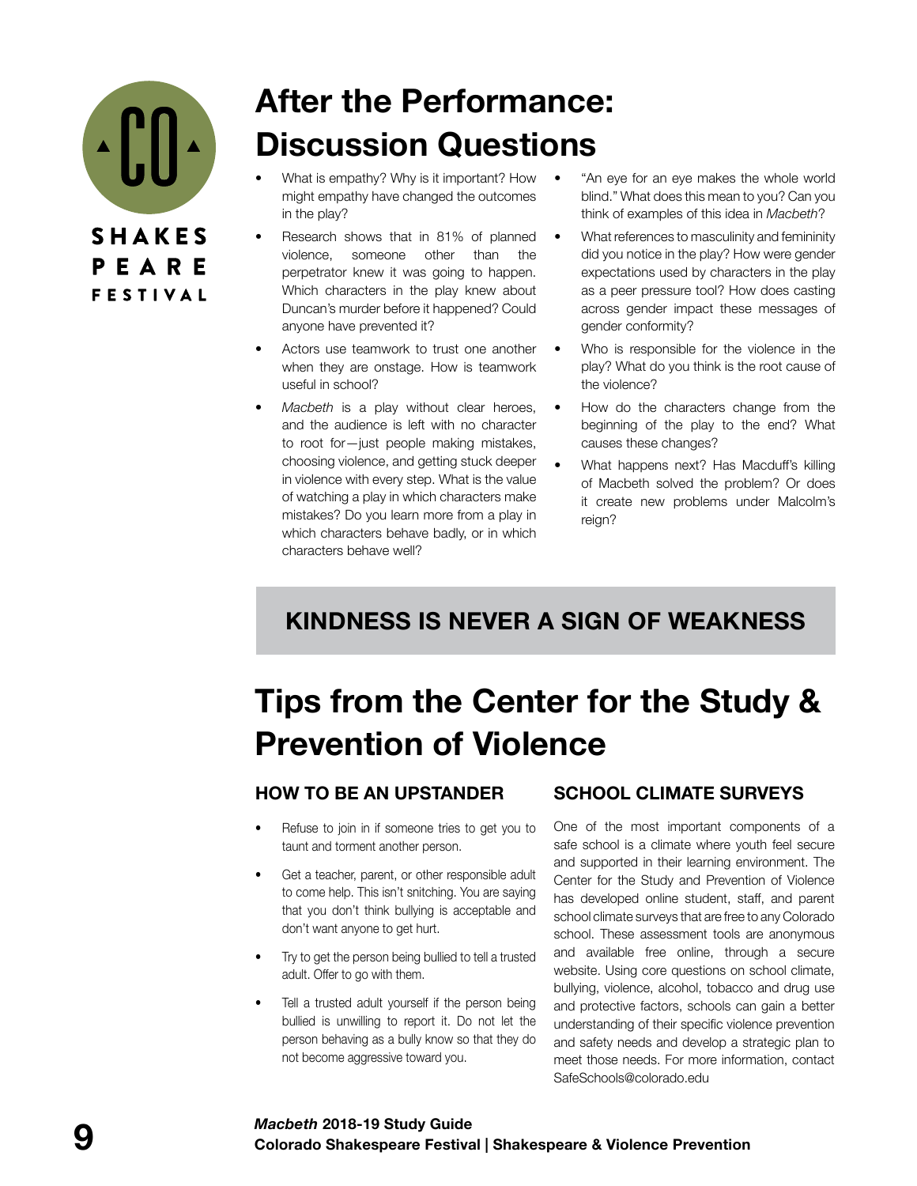# After the Performance: Discussion Questions

- What is empathy? Why is it important? How might empathy have changed the outcomes in the play?
- Research shows that in 81% of planned violence, someone other than the perpetrator knew it was going to happen. Which characters in the play knew about Duncan's murder before it happened? Could anyone have prevented it?
- Actors use teamwork to trust one another when they are onstage. How is teamwork useful in school?
- *Macbeth* is a play without clear heroes, and the audience is left with no character to root for—just people making mistakes, choosing violence, and getting stuck deeper in violence with every step. What is the value of watching a play in which characters make mistakes? Do you learn more from a play in which characters behave badly, or in which characters behave well?
- "An eye for an eye makes the whole world blind." What does this mean to you? Can you think of examples of this idea in *Macbeth*?
- What references to masculinity and femininity did you notice in the play? How were gender expectations used by characters in the play as a peer pressure tool? How does casting across gender impact these messages of gender conformity?
- Who is responsible for the violence in the play? What do you think is the root cause of the violence?
- How do the characters change from the beginning of the play to the end? What causes these changes?
- What happens next? Has Macduff's killing of Macbeth solved the problem? Or does it create new problems under Malcolm's reign?

**KINDNESS IS NEVER A SIGN OF WEAKNESS**

# Tips from the Center for the Study & Prevention of Violence

## HOW TO BE AN UPSTANDER

- Refuse to join in if someone tries to get you to taunt and torment another person.
- Get a teacher, parent, or other responsible adult to come help. This isn't snitching. You are saying that you don't think bullying is acceptable and don't want anyone to get hurt.
- Try to get the person being bullied to tell a trusted adult. Offer to go with them.
- Tell a trusted adult yourself if the person being bullied is unwilling to report it. Do not let the person behaving as a bully know so that they do not become aggressive toward you.

## SCHOOL CLIMATE SURVEYS

One of the most important components of a safe school is a climate where youth feel secure and supported in their learning environment. The Center for the Study and Prevention of Violence has developed online student, staff, and parent school climate surveys that are free to any Colorado school. These assessment tools are anonymous and available free online, through a secure website. Using core questions on school climate, bullying, violence, alcohol, tobacco and drug use and protective factors, schools can gain a better understanding of their specific violence prevention and safety needs and develop a strategic plan to meet those needs. For more information, contact SafeSchools@colorado.edu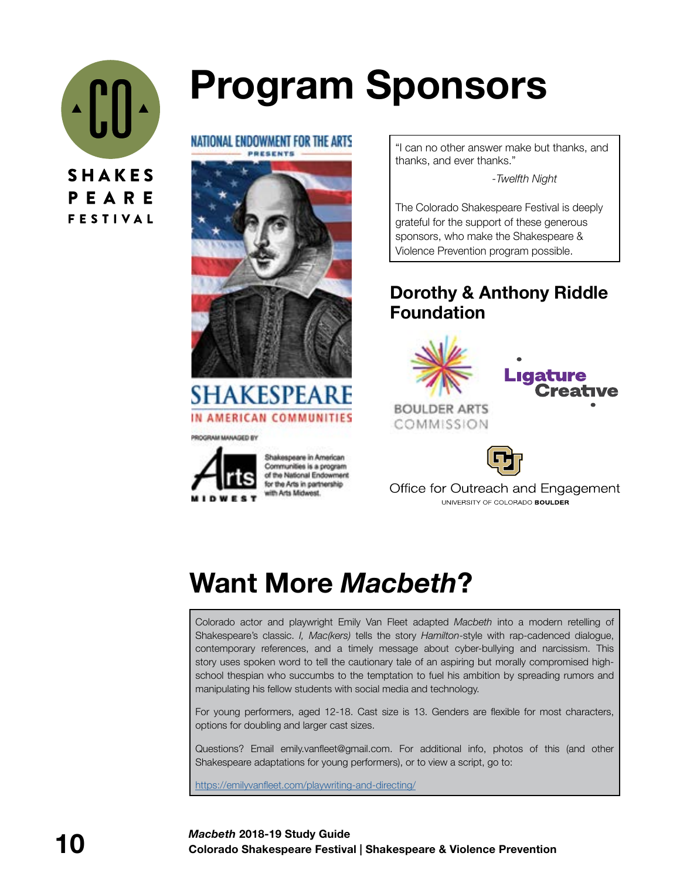# Program Sponsors

NATIONAL ENDOWMENT FOR THE ARTS PRESENTS

SHAKESPEARE IN AMERICAN COMMUNITIES

PROGRAM MANAGED BY

Arts MIDWEST

Shakespeare in American Communities is a program of the National Endowment for the Arts in partnership with Arts Midwest.

"I can no other answer make but thanks, and thanks, and ever thanks."

*-Twelfth Night*

The Colorado Shakespeare Festival is deeply grateful for the support of these generous sponsors, who make the Shakespeare & Violence Prevention program possible.

## Dorothy & Anthony Riddle Foundation

BOULDER ARTS COMMISSION

Ligature Creative

Office for Outreach and Engagement
UNIVERSITY OF COLORADO **BOULDER**

# Want More *Macbeth*?

Colorado actor and playwright Emily Van Fleet adapted *Macbeth* into a modern retelling of Shakespeare's classic. *I, Mac(kers)* tells the story *Hamilton*-style with rap-cadenced dialogue, contemporary references, and a timely message about cyber-bullying and narcissism. This story uses spoken word to tell the cautionary tale of an aspiring but morally compromised high-school thespian who succumbs to the temptation to fuel his ambition by spreading rumors and manipulating his fellow students with social media and technology.

For young performers, aged 12-18. Cast size is 13. Genders are flexible for most characters, options for doubling and larger cast sizes.

Questions? Email emily.vanfleet@gmail.com. For additional info, photos of this (and other Shakespeare adaptations for young performers), or to view a script, go to:

https://emilyvanfleet.com/playwriting-and-directing/